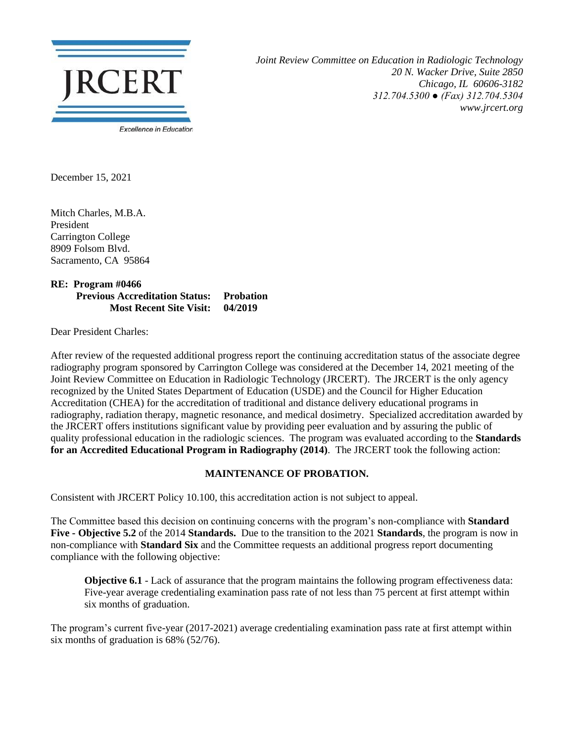JRCERT

Excellence in Education

*Joint Review Committee on Education in Radiologic Technology*
*20 N. Wacker Drive, Suite 2850*
*Chicago, IL 60606-3182*
*312.704.5300 ● (Fax) 312.704.5304*
*www.jrcert.org*

December 15, 2021

Mitch Charles, M.B.A.
President
Carrington College
8909 Folsom Blvd.
Sacramento, CA 95864

**RE: Program #0466**
**Previous Accreditation Status: Probation**
**Most Recent Site Visit: 04/2019**

Dear President Charles:

After review of the requested additional progress report the continuing accreditation status of the associate degree radiography program sponsored by Carrington College was considered at the December 14, 2021 meeting of the Joint Review Committee on Education in Radiologic Technology (JRCERT). The JRCERT is the only agency recognized by the United States Department of Education (USDE) and the Council for Higher Education Accreditation (CHEA) for the accreditation of traditional and distance delivery educational programs in radiography, radiation therapy, magnetic resonance, and medical dosimetry. Specialized accreditation awarded by the JRCERT offers institutions significant value by providing peer evaluation and by assuring the public of quality professional education in the radiologic sciences. The program was evaluated according to the **Standards for an Accredited Educational Program in Radiography (2014)**. The JRCERT took the following action:

**MAINTENANCE OF PROBATION.**

Consistent with JRCERT Policy 10.100, this accreditation action is not subject to appeal.

The Committee based this decision on continuing concerns with the program's non-compliance with **Standard Five - Objective 5.2** of the 2014 **Standards.** Due to the transition to the 2021 **Standards**, the program is now in non-compliance with **Standard Six** and the Committee requests an additional progress report documenting compliance with the following objective:

> **Objective 6.1** - Lack of assurance that the program maintains the following program effectiveness data: Five-year average credentialing examination pass rate of not less than 75 percent at first attempt within six months of graduation.

The program's current five-year (2017-2021) average credentialing examination pass rate at first attempt within six months of graduation is 68% (52/76).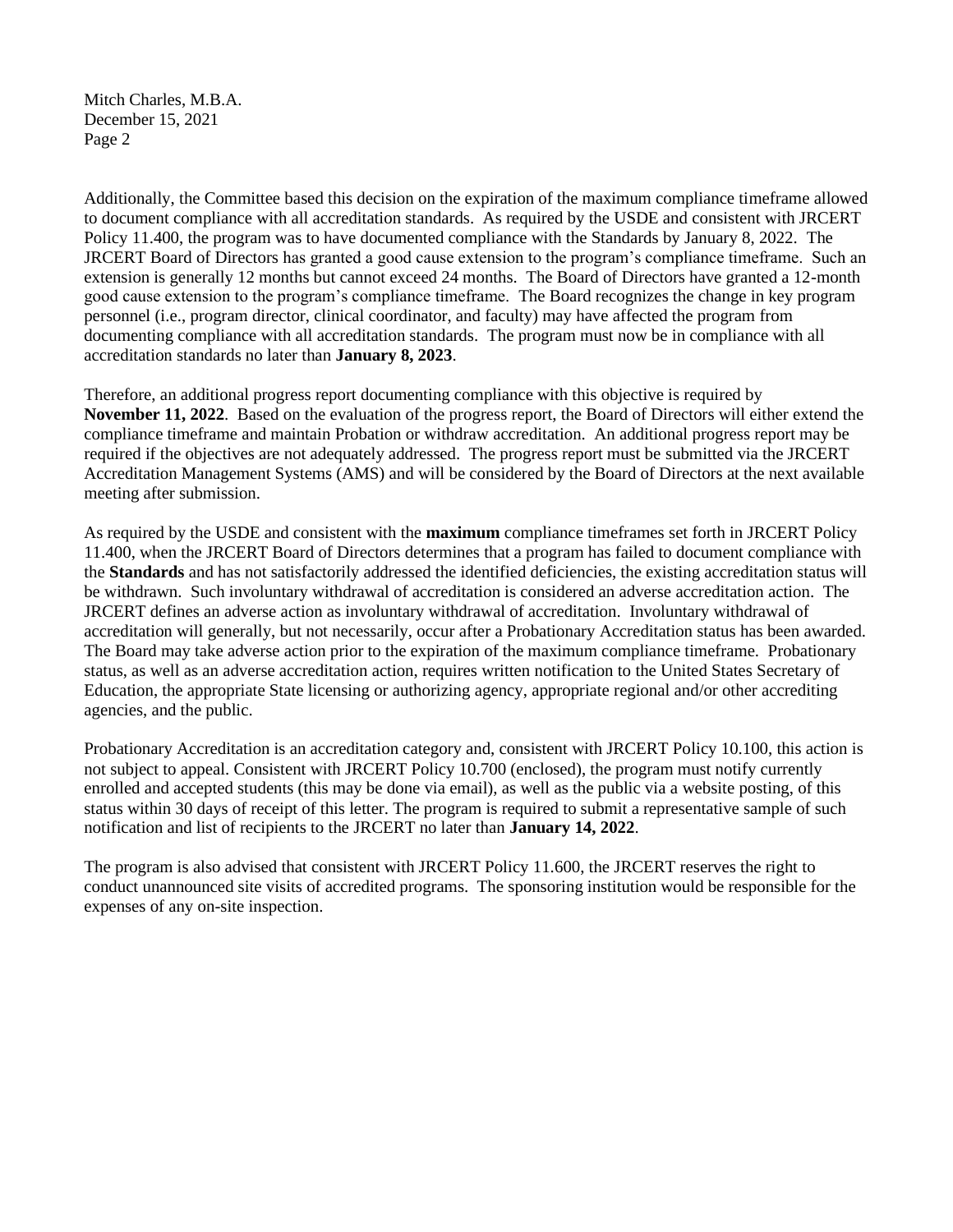Additionally, the Committee based this decision on the expiration of the maximum compliance timeframe allowed to document compliance with all accreditation standards. As required by the USDE and consistent with JRCERT Policy 11.400, the program was to have documented compliance with the Standards by January 8, 2022. The JRCERT Board of Directors has granted a good cause extension to the program's compliance timeframe. Such an extension is generally 12 months but cannot exceed 24 months. The Board of Directors have granted a 12-month good cause extension to the program's compliance timeframe. The Board recognizes the change in key program personnel (i.e., program director, clinical coordinator, and faculty) may have affected the program from documenting compliance with all accreditation standards. The program must now be in compliance with all accreditation standards no later than **January 8, 2023**.

Therefore, an additional progress report documenting compliance with this objective is required by **November 11, 2022**. Based on the evaluation of the progress report, the Board of Directors will either extend the compliance timeframe and maintain Probation or withdraw accreditation. An additional progress report may be required if the objectives are not adequately addressed. The progress report must be submitted via the JRCERT Accreditation Management Systems (AMS) and will be considered by the Board of Directors at the next available meeting after submission.

As required by the USDE and consistent with the **maximum** compliance timeframes set forth in JRCERT Policy 11.400, when the JRCERT Board of Directors determines that a program has failed to document compliance with the **Standards** and has not satisfactorily addressed the identified deficiencies, the existing accreditation status will be withdrawn. Such involuntary withdrawal of accreditation is considered an adverse accreditation action. The JRCERT defines an adverse action as involuntary withdrawal of accreditation. Involuntary withdrawal of accreditation will generally, but not necessarily, occur after a Probationary Accreditation status has been awarded. The Board may take adverse action prior to the expiration of the maximum compliance timeframe. Probationary status, as well as an adverse accreditation action, requires written notification to the United States Secretary of Education, the appropriate State licensing or authorizing agency, appropriate regional and/or other accrediting agencies, and the public.

Probationary Accreditation is an accreditation category and, consistent with JRCERT Policy 10.100, this action is not subject to appeal. Consistent with JRCERT Policy 10.700 (enclosed), the program must notify currently enrolled and accepted students (this may be done via email), as well as the public via a website posting, of this status within 30 days of receipt of this letter. The program is required to submit a representative sample of such notification and list of recipients to the JRCERT no later than **January 14, 2022**.

The program is also advised that consistent with JRCERT Policy 11.600, the JRCERT reserves the right to conduct unannounced site visits of accredited programs. The sponsoring institution would be responsible for the expenses of any on-site inspection.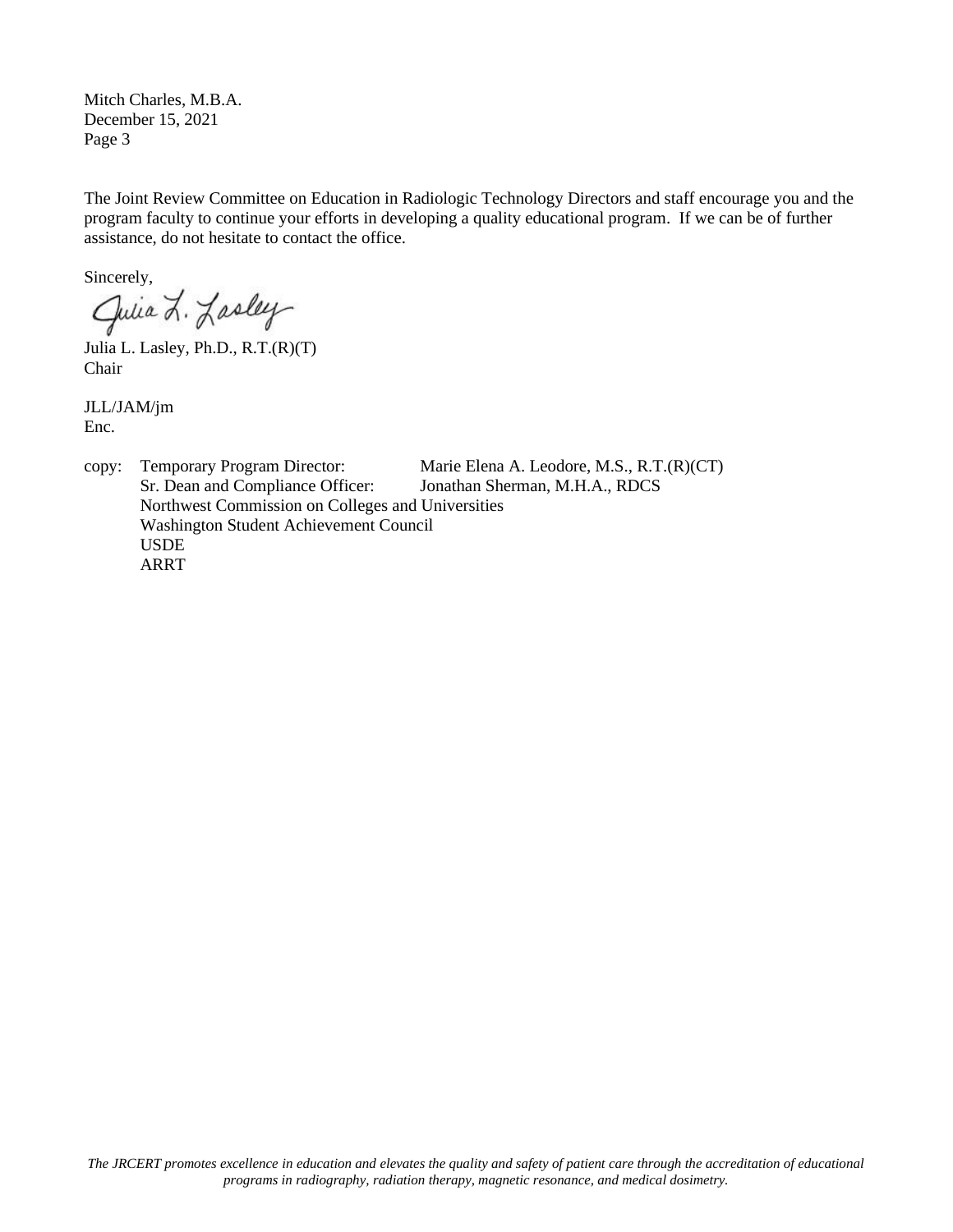The Joint Review Committee on Education in Radiologic Technology Directors and staff encourage you and the program faculty to continue your efforts in developing a quality educational program. If we can be of further assistance, do not hesitate to contact the office.

Sincerely,

Julia L. Lasley

Julia L. Lasley, Ph.D., R.T.(R)(T)
Chair

JLL/JAM/jm
Enc.

copy: Temporary Program Director: Marie Elena A. Leodore, M.S., R.T.(R)(CT)
Sr. Dean and Compliance Officer: Jonathan Sherman, M.H.A., RDCS
Northwest Commission on Colleges and Universities
Washington Student Achievement Council
USDE
ARRT